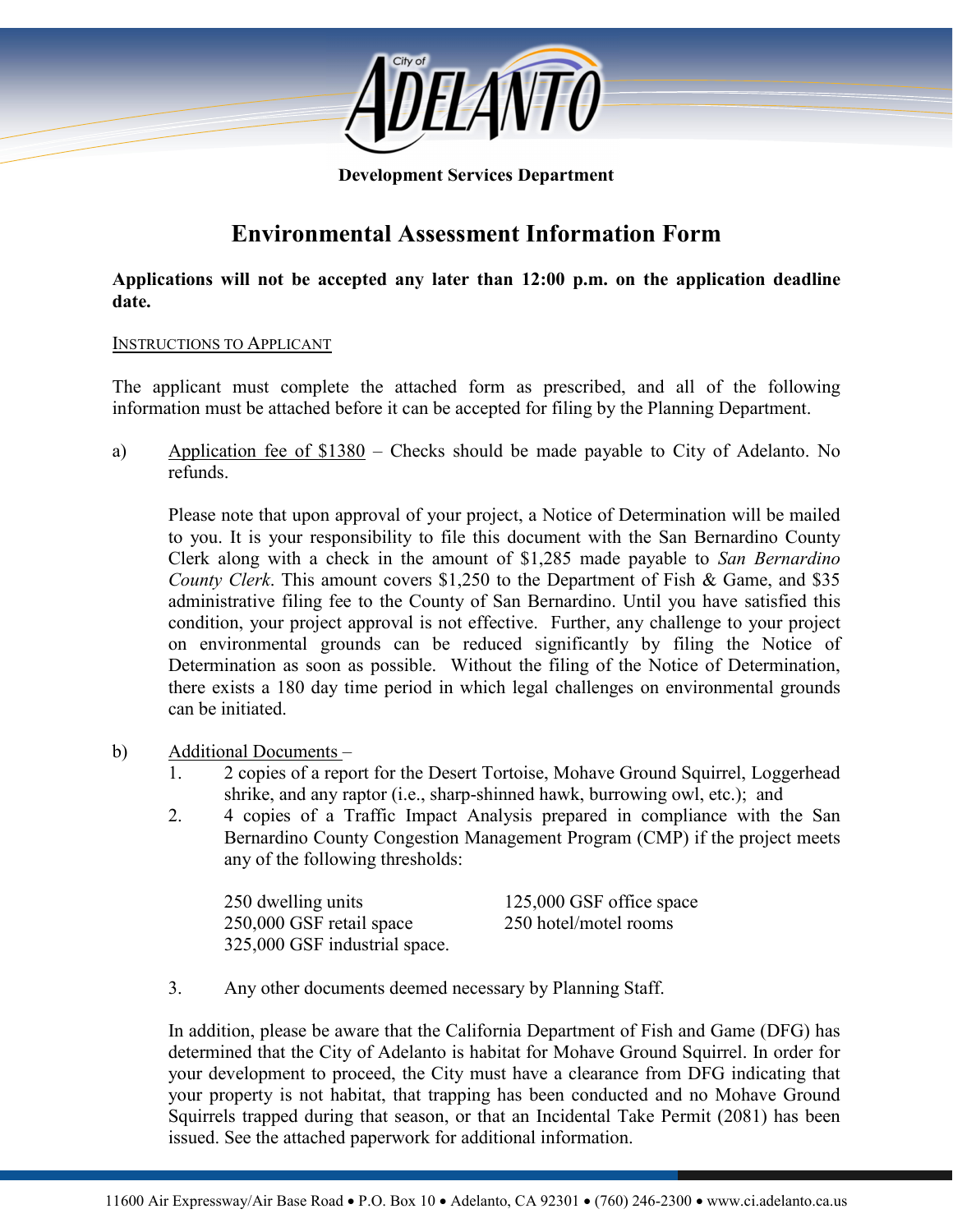City of ADELANTO

**Development Services Department**

# Environmental Assessment Information Form

**Applications will not be accepted any later than 12:00 p.m. on the application deadline date.**

INSTRUCTIONS TO APPLICANT

The applicant must complete the attached form as prescribed, and all of the following information must be attached before it can be accepted for filing by the Planning Department.

a) Application fee of $1380 – Checks should be made payable to City of Adelanto. No refunds.

Please note that upon approval of your project, a Notice of Determination will be mailed to you. It is your responsibility to file this document with the San Bernardino County Clerk along with a check in the amount of $1,285 made payable to *San Bernardino County Clerk*. This amount covers $1,250 to the Department of Fish & Game, and $35 administrative filing fee to the County of San Bernardino. Until you have satisfied this condition, your project approval is not effective. Further, any challenge to your project on environmental grounds can be reduced significantly by filing the Notice of Determination as soon as possible. Without the filing of the Notice of Determination, there exists a 180 day time period in which legal challenges on environmental grounds can be initiated.

b) Additional Documents –

1. 2 copies of a report for the Desert Tortoise, Mohave Ground Squirrel, Loggerhead shrike, and any raptor (i.e., sharp-shinned hawk, burrowing owl, etc.); and
2. 4 copies of a Traffic Impact Analysis prepared in compliance with the San Bernardino County Congestion Management Program (CMP) if the project meets any of the following thresholds:

   250 dwelling units
   125,000 GSF office space
   250,000 GSF retail space
   250 hotel/motel rooms
   325,000 GSF industrial space.

3. Any other documents deemed necessary by Planning Staff.

In addition, please be aware that the California Department of Fish and Game (DFG) has determined that the City of Adelanto is habitat for Mohave Ground Squirrel. In order for your development to proceed, the City must have a clearance from DFG indicating that your property is not habitat, that trapping has been conducted and no Mohave Ground Squirrels trapped during that season, or that an Incidental Take Permit (2081) has been issued. See the attached paperwork for additional information.

11600 Air Expressway/Air Base Road • P.O. Box 10 • Adelanto, CA 92301 • (760) 246-2300 • www.ci.adelanto.ca.us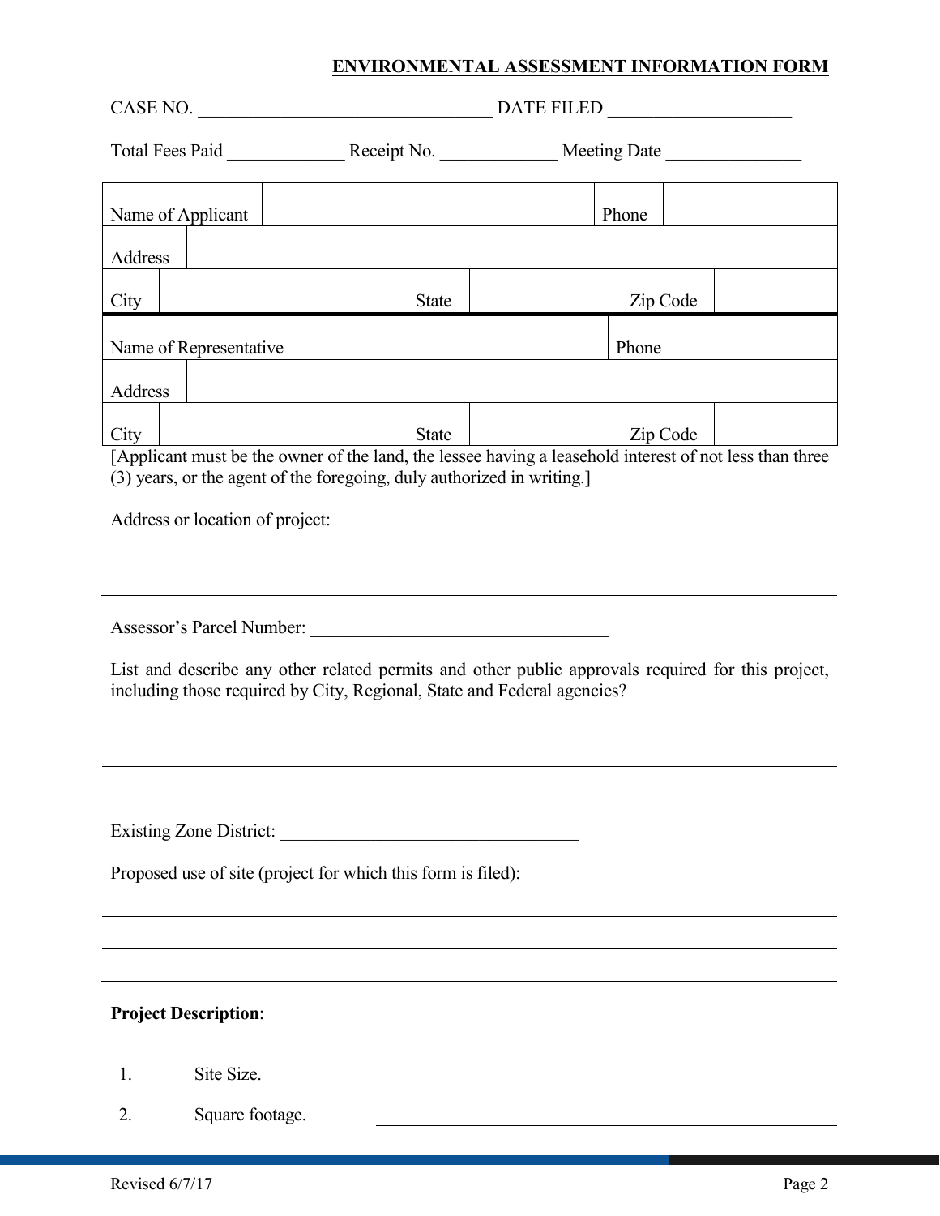## ENVIRONMENTAL ASSESSMENT INFORMATION FORM

CASE NO. _______________________________ DATE FILED ____________________

Total Fees Paid _____________ Receipt No. _____________ Meeting Date _______________

| Name of Applicant | | Phone | |
|---|---|---|---|
| Address | | | |
| City | | State | | Zip Code | |

| Name of Representative | | Phone | |
|---|---|---|---|
| Address | | | |
| City | | State | | Zip Code | |

[Applicant must be the owner of the land, the lessee having a leasehold interest of not less than three (3) years, or the agent of the foregoing, duly authorized in writing.]

Address or location of project:

________________________________________________________________________________

________________________________________________________________________________

Assessor's Parcel Number: _________________________________

List and describe any other related permits and other public approvals required for this project, including those required by City, Regional, State and Federal agencies?

________________________________________________________________________________

________________________________________________________________________________

________________________________________________________________________________

Existing Zone District: _________________________________

Proposed use of site (project for which this form is filed):

________________________________________________________________________________

________________________________________________________________________________

________________________________________________________________________________

**Project Description**:

1. Site Size. ______________________________________________

2. Square footage. ______________________________________________

Revised 6/7/17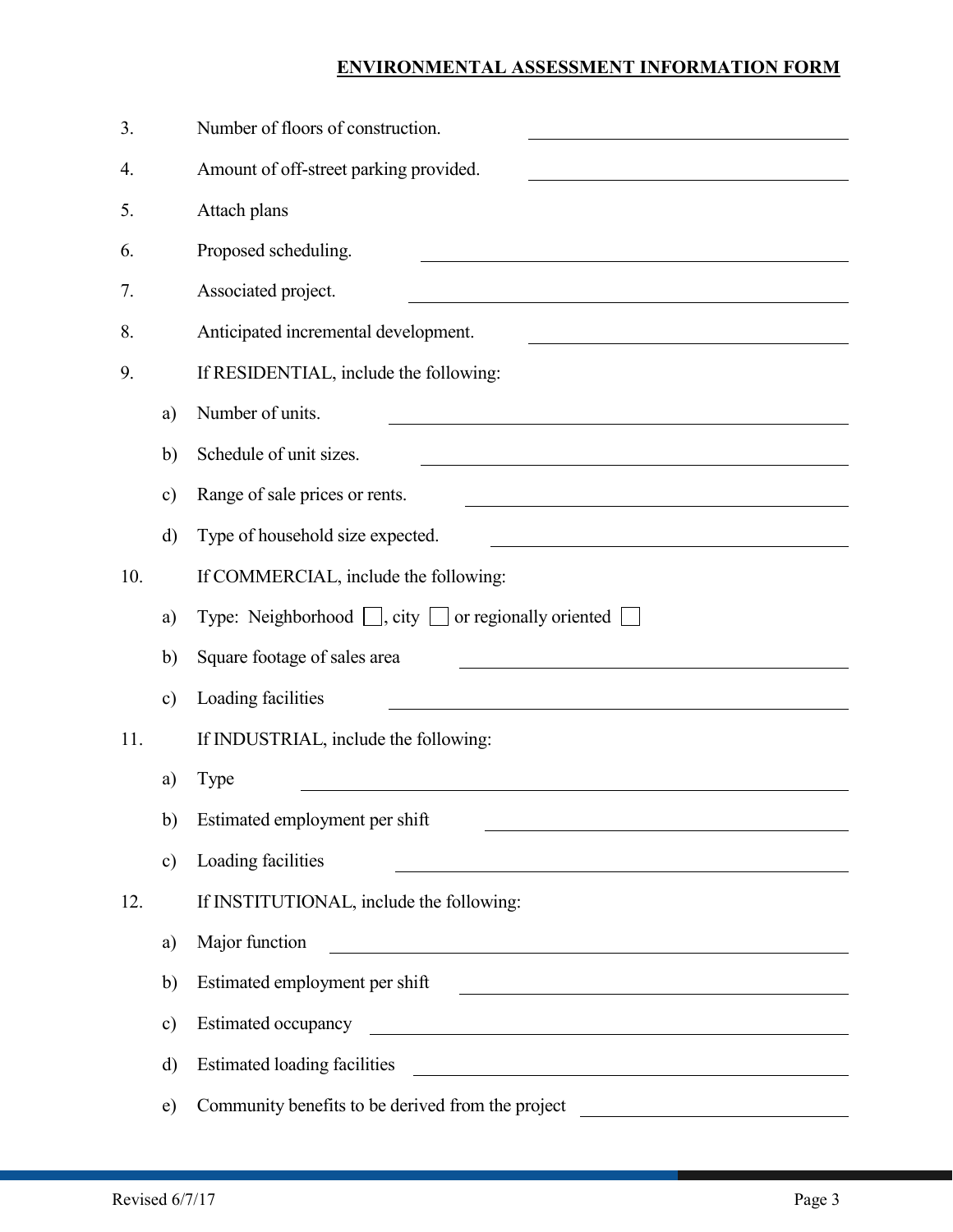**ENVIRONMENTAL ASSESSMENT INFORMATION FORM**

3. Number of floors of construction. \_\_\_\_\_\_\_\_\_\_\_\_\_\_\_\_\_\_\_\_

4. Amount of off-street parking provided. \_\_\_\_\_\_\_\_\_\_\_\_\_\_\_\_\_\_\_\_

5. Attach plans

6. Proposed scheduling. \_\_\_\_\_\_\_\_\_\_\_\_\_\_\_\_\_\_\_\_

7. Associated project. \_\_\_\_\_\_\_\_\_\_\_\_\_\_\_\_\_\_\_\_

8. Anticipated incremental development. \_\_\_\_\_\_\_\_\_\_\_\_\_\_\_\_\_\_\_\_

9. If RESIDENTIAL, include the following:

   a) Number of units. \_\_\_\_\_\_\_\_\_\_\_\_\_\_\_\_\_\_\_\_

   b) Schedule of unit sizes. \_\_\_\_\_\_\_\_\_\_\_\_\_\_\_\_\_\_\_\_

   c) Range of sale prices or rents. \_\_\_\_\_\_\_\_\_\_\_\_\_\_\_\_\_\_\_\_

   d) Type of household size expected. \_\_\_\_\_\_\_\_\_\_\_\_\_\_\_\_\_\_\_\_

10. If COMMERCIAL, include the following:

   a) Type: Neighborhood ☐, city ☐ or regionally oriented ☐

   b) Square footage of sales area \_\_\_\_\_\_\_\_\_\_\_\_\_\_\_\_\_\_\_\_

   c) Loading facilities \_\_\_\_\_\_\_\_\_\_\_\_\_\_\_\_\_\_\_\_

11. If INDUSTRIAL, include the following:

   a) Type \_\_\_\_\_\_\_\_\_\_\_\_\_\_\_\_\_\_\_\_

   b) Estimated employment per shift \_\_\_\_\_\_\_\_\_\_\_\_\_\_\_\_\_\_\_\_

   c) Loading facilities \_\_\_\_\_\_\_\_\_\_\_\_\_\_\_\_\_\_\_\_

12. If INSTITUTIONAL, include the following:

   a) Major function \_\_\_\_\_\_\_\_\_\_\_\_\_\_\_\_\_\_\_\_

   b) Estimated employment per shift \_\_\_\_\_\_\_\_\_\_\_\_\_\_\_\_\_\_\_\_

   c) Estimated occupancy \_\_\_\_\_\_\_\_\_\_\_\_\_\_\_\_\_\_\_\_

   d) Estimated loading facilities \_\_\_\_\_\_\_\_\_\_\_\_\_\_\_\_\_\_\_\_

   e) Community benefits to be derived from the project \_\_\_\_\_\_\_\_\_\_\_\_\_\_\_\_\_\_\_\_

Revised 6/7/17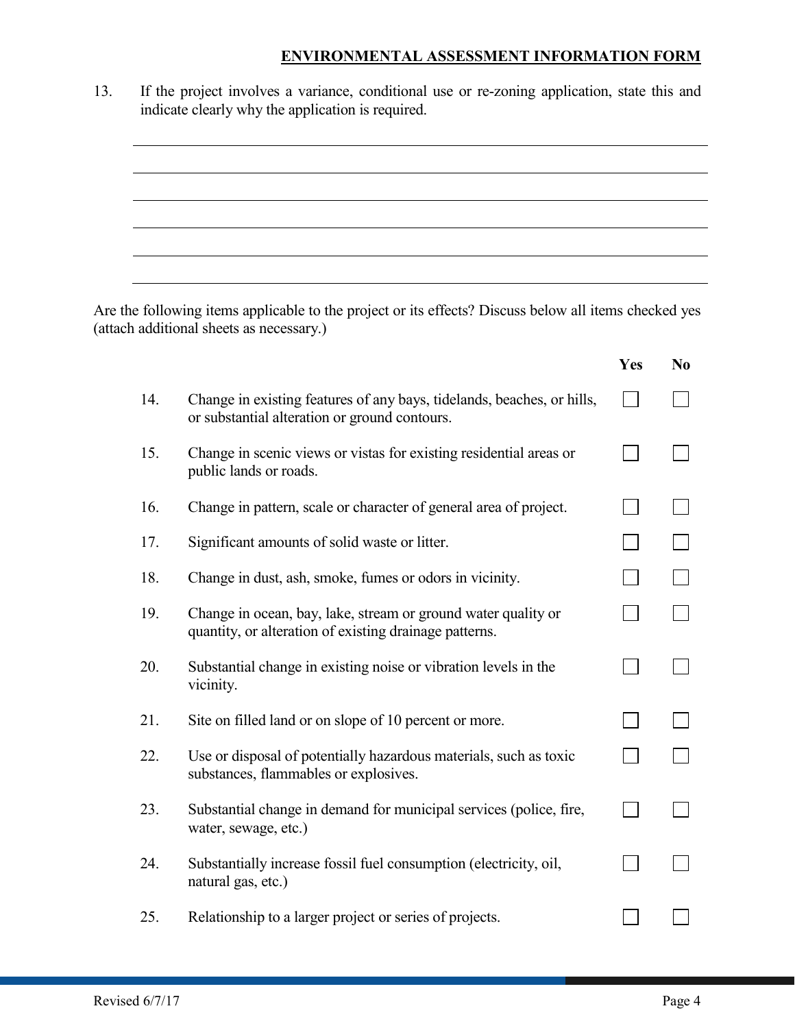## ENVIRONMENTAL ASSESSMENT INFORMATION FORM

13. If the project involves a variance, conditional use or re-zoning application, state this and indicate clearly why the application is required.

\_\_\_\_\_\_\_\_\_\_\_\_\_\_\_\_\_\_\_\_\_\_\_\_\_\_\_\_\_\_\_\_\_\_\_\_\_\_\_\_\_\_\_\_\_\_\_\_\_\_\_\_\_\_\_\_\_\_\_\_\_\_

\_\_\_\_\_\_\_\_\_\_\_\_\_\_\_\_\_\_\_\_\_\_\_\_\_\_\_\_\_\_\_\_\_\_\_\_\_\_\_\_\_\_\_\_\_\_\_\_\_\_\_\_\_\_\_\_\_\_\_\_\_\_

\_\_\_\_\_\_\_\_\_\_\_\_\_\_\_\_\_\_\_\_\_\_\_\_\_\_\_\_\_\_\_\_\_\_\_\_\_\_\_\_\_\_\_\_\_\_\_\_\_\_\_\_\_\_\_\_\_\_\_\_\_\_

\_\_\_\_\_\_\_\_\_\_\_\_\_\_\_\_\_\_\_\_\_\_\_\_\_\_\_\_\_\_\_\_\_\_\_\_\_\_\_\_\_\_\_\_\_\_\_\_\_\_\_\_\_\_\_\_\_\_\_\_\_\_

\_\_\_\_\_\_\_\_\_\_\_\_\_\_\_\_\_\_\_\_\_\_\_\_\_\_\_\_\_\_\_\_\_\_\_\_\_\_\_\_\_\_\_\_\_\_\_\_\_\_\_\_\_\_\_\_\_\_\_\_\_\_

\_\_\_\_\_\_\_\_\_\_\_\_\_\_\_\_\_\_\_\_\_\_\_\_\_\_\_\_\_\_\_\_\_\_\_\_\_\_\_\_\_\_\_\_\_\_\_\_\_\_\_\_\_\_\_\_\_\_\_\_\_\_

Are the following items applicable to the project or its effects? Discuss below all items checked yes (attach additional sheets as necessary.)

| | | Yes | No |
|---|---|---|---|
| 14. | Change in existing features of any bays, tidelands, beaches, or hills, or substantial alteration or ground contours. | ☐ | ☐ |
| 15. | Change in scenic views or vistas for existing residential areas or public lands or roads. | ☐ | ☐ |
| 16. | Change in pattern, scale or character of general area of project. | ☐ | ☐ |
| 17. | Significant amounts of solid waste or litter. | ☐ | ☐ |
| 18. | Change in dust, ash, smoke, fumes or odors in vicinity. | ☐ | ☐ |
| 19. | Change in ocean, bay, lake, stream or ground water quality or quantity, or alteration of existing drainage patterns. | ☐ | ☐ |
| 20. | Substantial change in existing noise or vibration levels in the vicinity. | ☐ | ☐ |
| 21. | Site on filled land or on slope of 10 percent or more. | ☐ | ☐ |
| 22. | Use or disposal of potentially hazardous materials, such as toxic substances, flammables or explosives. | ☐ | ☐ |
| 23. | Substantial change in demand for municipal services (police, fire, water, sewage, etc.) | ☐ | ☐ |
| 24. | Substantially increase fossil fuel consumption (electricity, oil, natural gas, etc.) | ☐ | ☐ |
| 25. | Relationship to a larger project or series of projects. | ☐ | ☐ |

Revised 6/7/17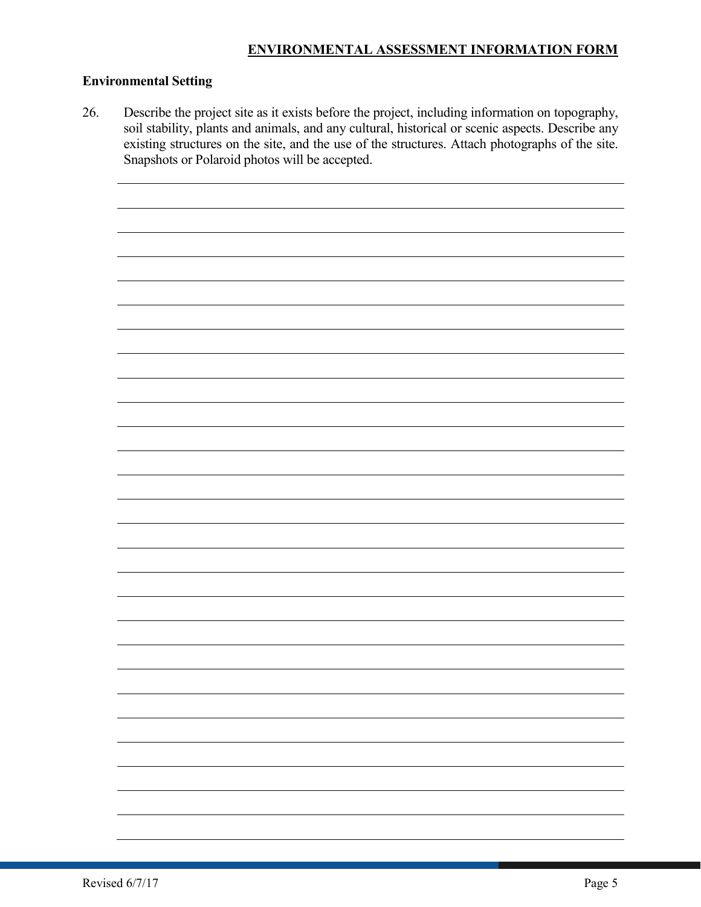**ENVIRONMENTAL ASSESSMENT INFORMATION FORM**

**Environmental Setting**

26. Describe the project site as it exists before the project, including information on topography, soil stability, plants and animals, and any cultural, historical or scenic aspects. Describe any existing structures on the site, and the use of the structures. Attach photographs of the site. Snapshots or Polaroid photos will be accepted.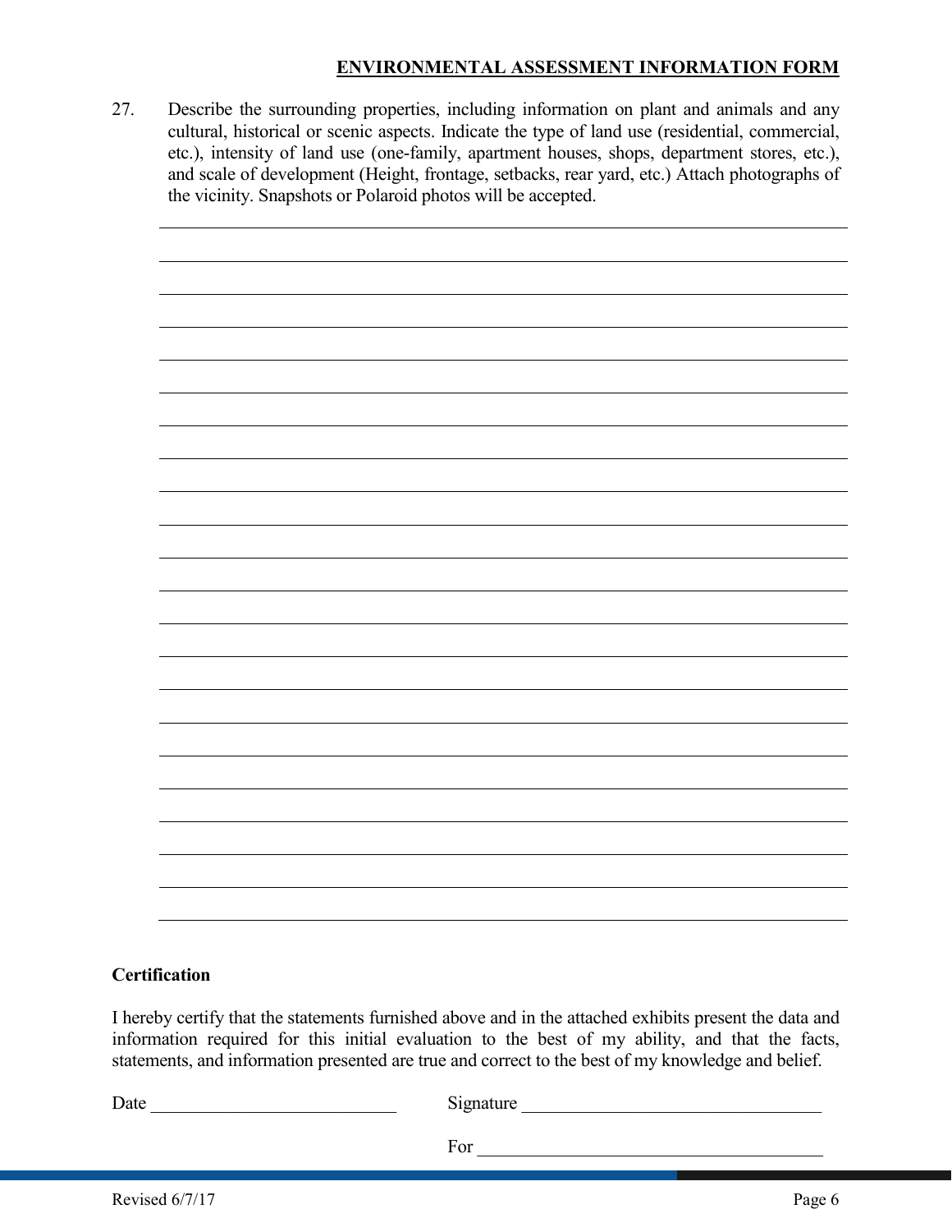**ENVIRONMENTAL ASSESSMENT INFORMATION FORM**

27. Describe the surrounding properties, including information on plant and animals and any cultural, historical or scenic aspects. Indicate the type of land use (residential, commercial, etc.), intensity of land use (one-family, apartment houses, shops, department stores, etc.), and scale of development (Height, frontage, setbacks, rear yard, etc.) Attach photographs of the vicinity. Snapshots or Polaroid photos will be accepted.

______________________________________________________________________________
______________________________________________________________________________
______________________________________________________________________________
______________________________________________________________________________
______________________________________________________________________________
______________________________________________________________________________
______________________________________________________________________________
______________________________________________________________________________
______________________________________________________________________________
______________________________________________________________________________
______________________________________________________________________________
______________________________________________________________________________
______________________________________________________________________________
______________________________________________________________________________
______________________________________________________________________________
______________________________________________________________________________
______________________________________________________________________________
______________________________________________________________________________
______________________________________________________________________________
______________________________________________________________________________
______________________________________________________________________________
______________________________________________________________________________

**Certification**

I hereby certify that the statements furnished above and in the attached exhibits present the data and information required for this initial evaluation to the best of my ability, and that the facts, statements, and information presented are true and correct to the best of my knowledge and belief.

Date ___________________________ Signature _________________________________

For ______________________________________

Revised 6/7/17